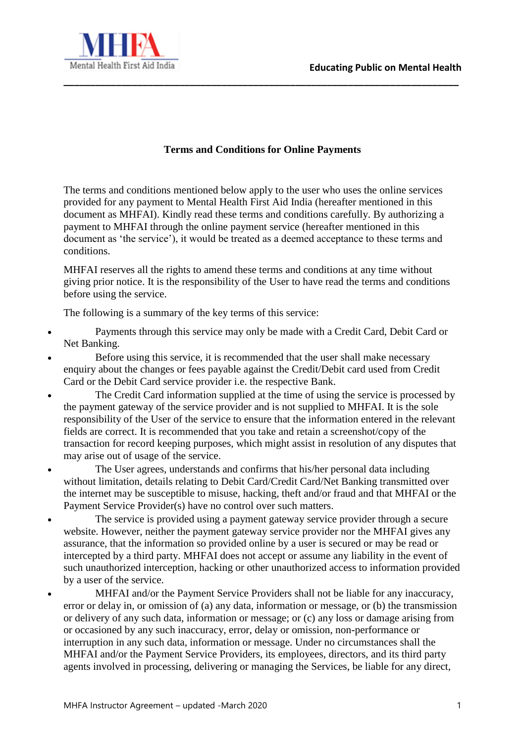# Terms and Conditions for Online Payments

The terms and conditions mentioned below apply to the user who uses the online services provided for any payment to Mental Health First Aid India (hereafter mentioned in this document as MHFAI). Kindly read these terms and conditions carefully. By authorizing a payment to MHFAI through the online payment service (hereafter mentioned in this document as 'the service'), it would be treated as a deemed acceptance to these terms and conditions.

MHFAI reserves all the rights to amend these terms and conditions at any time without giving prior notice. It is the responsibility of the User to have read the terms and conditions before using the service.

The following is a summary of the key terms of this service:

- Payments through this service may only be made with a Credit Card, Debit Card or Net Banking.
- Before using this service, it is recommended that the user shall make necessary enquiry about the changes or fees payable against the Credit/Debit card used from Credit Card or the Debit Card service provider i.e. the respective Bank.
- The Credit Card information supplied at the time of using the service is processed by the payment gateway of the service provider and is not supplied to MHFAI. It is the sole responsibility of the User of the service to ensure that the information entered in the relevant fields are correct. It is recommended that you take and retain a screenshot/copy of the transaction for record keeping purposes, which might assist in resolution of any disputes that may arise out of usage of the service.
- The User agrees, understands and confirms that his/her personal data including without limitation, details relating to Debit Card/Credit Card/Net Banking transmitted over the internet may be susceptible to misuse, hacking, theft and/or fraud and that MHFAI or the Payment Service Provider(s) have no control over such matters.
- The service is provided using a payment gateway service provider through a secure website. However, neither the payment gateway service provider nor the MHFAI gives any assurance, that the information so provided online by a user is secured or may be read or intercepted by a third party. MHFAI does not accept or assume any liability in the event of such unauthorized interception, hacking or other unauthorized access to information provided by a user of the service.
- MHFAI and/or the Payment Service Providers shall not be liable for any inaccuracy, error or delay in, or omission of (a) any data, information or message, or (b) the transmission or delivery of any such data, information or message; or (c) any loss or damage arising from or occasioned by any such inaccuracy, error, delay or omission, non-performance or interruption in any such data, information or message. Under no circumstances shall the MHFAI and/or the Payment Service Providers, its employees, directors, and its third party agents involved in processing, delivering or managing the Services, be liable for any direct,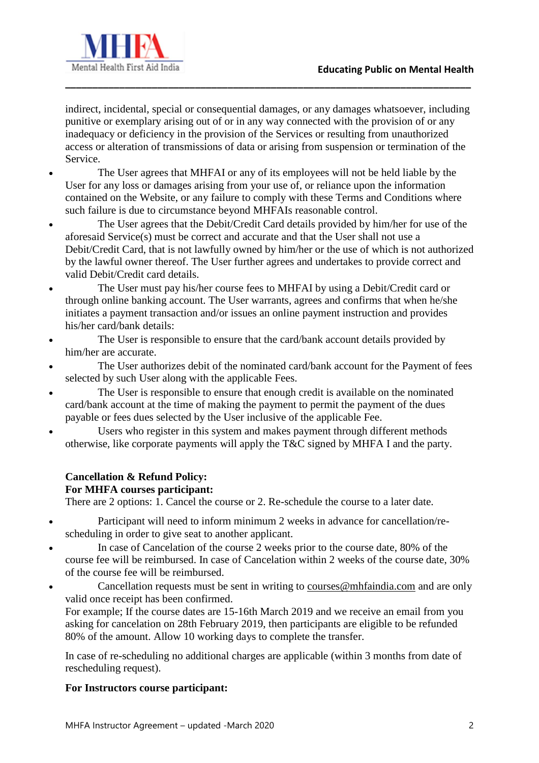indirect, incidental, special or consequential damages, or any damages whatsoever, including punitive or exemplary arising out of or in any way connected with the provision of or any inadequacy or deficiency in the provision of the Services or resulting from unauthorized access or alteration of transmissions of data or arising from suspension or termination of the Service.

- The User agrees that MHFAI or any of its employees will not be held liable by the User for any loss or damages arising from your use of, or reliance upon the information contained on the Website, or any failure to comply with these Terms and Conditions where such failure is due to circumstance beyond MHFAIs reasonable control.
- The User agrees that the Debit/Credit Card details provided by him/her for use of the aforesaid Service(s) must be correct and accurate and that the User shall not use a Debit/Credit Card, that is not lawfully owned by him/her or the use of which is not authorized by the lawful owner thereof. The User further agrees and undertakes to provide correct and valid Debit/Credit card details.
- The User must pay his/her course fees to MHFAI by using a Debit/Credit card or through online banking account. The User warrants, agrees and confirms that when he/she initiates a payment transaction and/or issues an online payment instruction and provides his/her card/bank details:
- The User is responsible to ensure that the card/bank account details provided by him/her are accurate.
- The User authorizes debit of the nominated card/bank account for the Payment of fees selected by such User along with the applicable Fees.
- The User is responsible to ensure that enough credit is available on the nominated card/bank account at the time of making the payment to permit the payment of the dues payable or fees dues selected by the User inclusive of the applicable Fee.
- Users who register in this system and makes payment through different methods otherwise, like corporate payments will apply the T&C signed by MHFA I and the party.

**Cancellation & Refund Policy:**
**For MHFA courses participant:**
There are 2 options: 1. Cancel the course or 2. Re-schedule the course to a later date.

- Participant will need to inform minimum 2 weeks in advance for cancellation/re-scheduling in order to give seat to another applicant.
- In case of Cancelation of the course 2 weeks prior to the course date, 80% of the course fee will be reimbursed. In case of Cancelation within 2 weeks of the course date, 30% of the course fee will be reimbursed.
- Cancellation requests must be sent in writing to courses@mhfaindia.com and are only valid once receipt has been confirmed.
For example; If the course dates are 15-16th March 2019 and we receive an email from you asking for cancelation on 28th February 2019, then participants are eligible to be refunded 80% of the amount. Allow 10 working days to complete the transfer.

In case of re-scheduling no additional charges are applicable (within 3 months from date of rescheduling request).

**For Instructors course participant:**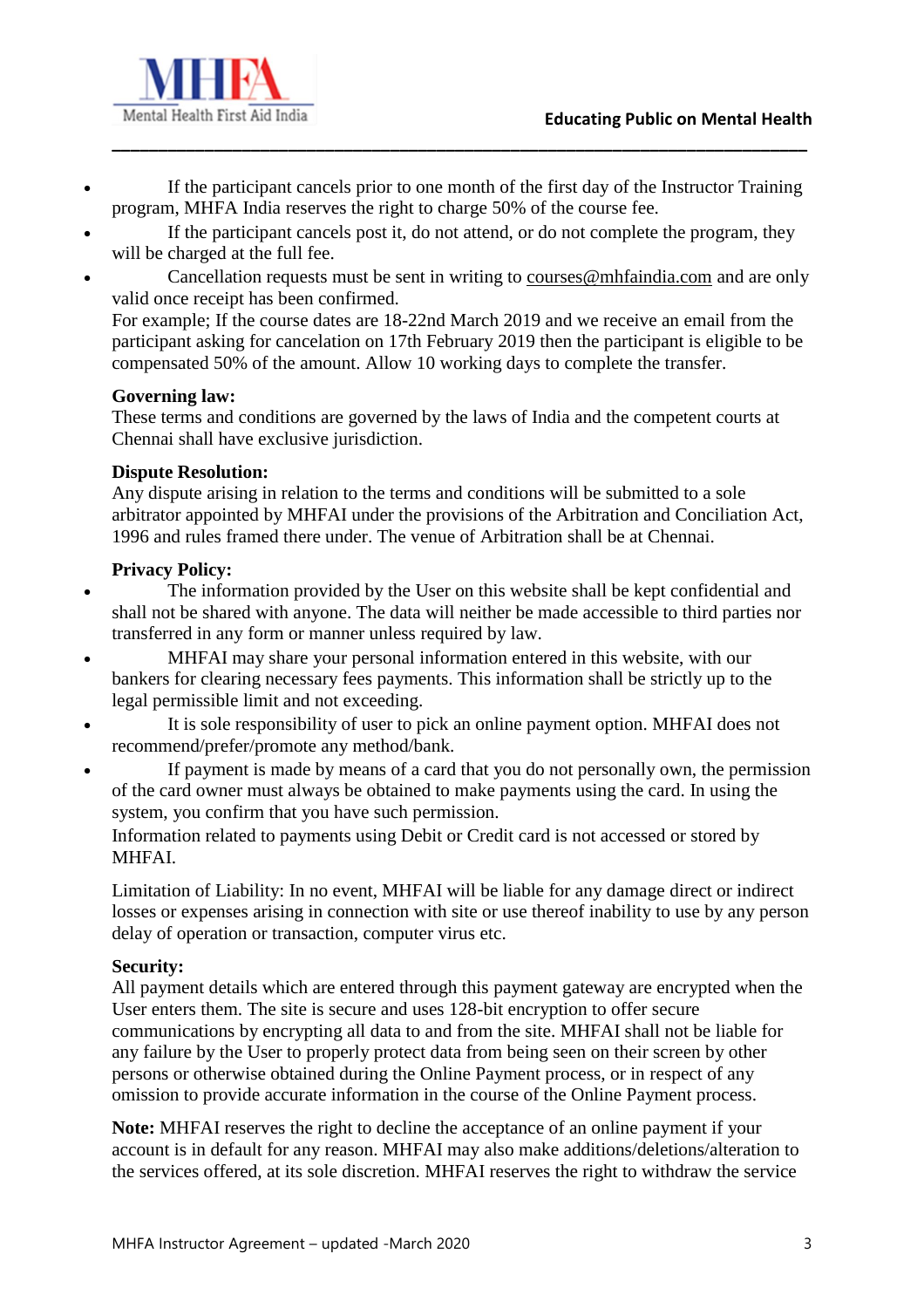- If the participant cancels prior to one month of the first day of the Instructor Training program, MHFA India reserves the right to charge 50% of the course fee.
- If the participant cancels post it, do not attend, or do not complete the program, they will be charged at the full fee.
- Cancellation requests must be sent in writing to courses@mhfaindia.com and are only valid once receipt has been confirmed.

  For example; If the course dates are 18-22nd March 2019 and we receive an email from the participant asking for cancelation on 17th February 2019 then the participant is eligible to be compensated 50% of the amount. Allow 10 working days to complete the transfer.

**Governing law:**
These terms and conditions are governed by the laws of India and the competent courts at Chennai shall have exclusive jurisdiction.

**Dispute Resolution:**
Any dispute arising in relation to the terms and conditions will be submitted to a sole arbitrator appointed by MHFAI under the provisions of the Arbitration and Conciliation Act, 1996 and rules framed there under. The venue of Arbitration shall be at Chennai.

**Privacy Policy:**

- The information provided by the User on this website shall be kept confidential and shall not be shared with anyone. The data will neither be made accessible to third parties nor transferred in any form or manner unless required by law.
- MHFAI may share your personal information entered in this website, with our bankers for clearing necessary fees payments. This information shall be strictly up to the legal permissible limit and not exceeding.
- It is sole responsibility of user to pick an online payment option. MHFAI does not recommend/prefer/promote any method/bank.
- If payment is made by means of a card that you do not personally own, the permission of the card owner must always be obtained to make payments using the card. In using the system, you confirm that you have such permission.

  Information related to payments using Debit or Credit card is not accessed or stored by MHFAI.

Limitation of Liability: In no event, MHFAI will be liable for any damage direct or indirect losses or expenses arising in connection with site or use thereof inability to use by any person delay of operation or transaction, computer virus etc.

**Security:**
All payment details which are entered through this payment gateway are encrypted when the User enters them. The site is secure and uses 128-bit encryption to offer secure communications by encrypting all data to and from the site. MHFAI shall not be liable for any failure by the User to properly protect data from being seen on their screen by other persons or otherwise obtained during the Online Payment process, or in respect of any omission to provide accurate information in the course of the Online Payment process.

**Note:** MHFAI reserves the right to decline the acceptance of an online payment if your account is in default for any reason. MHFAI may also make additions/deletions/alteration to the services offered, at its sole discretion. MHFAI reserves the right to withdraw the service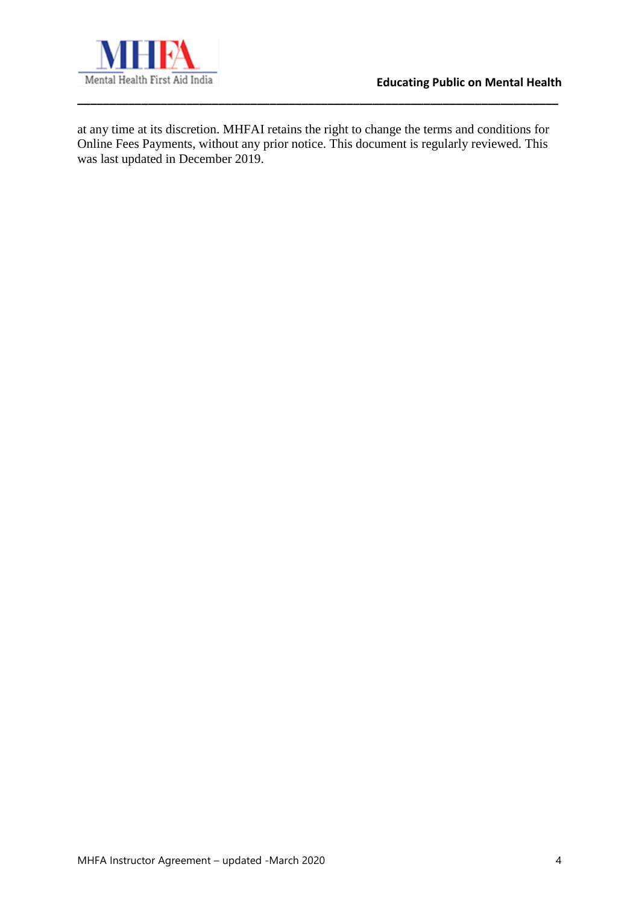at any time at its discretion. MHFAI retains the right to change the terms and conditions for Online Fees Payments, without any prior notice. This document is regularly reviewed. This was last updated in December 2019.